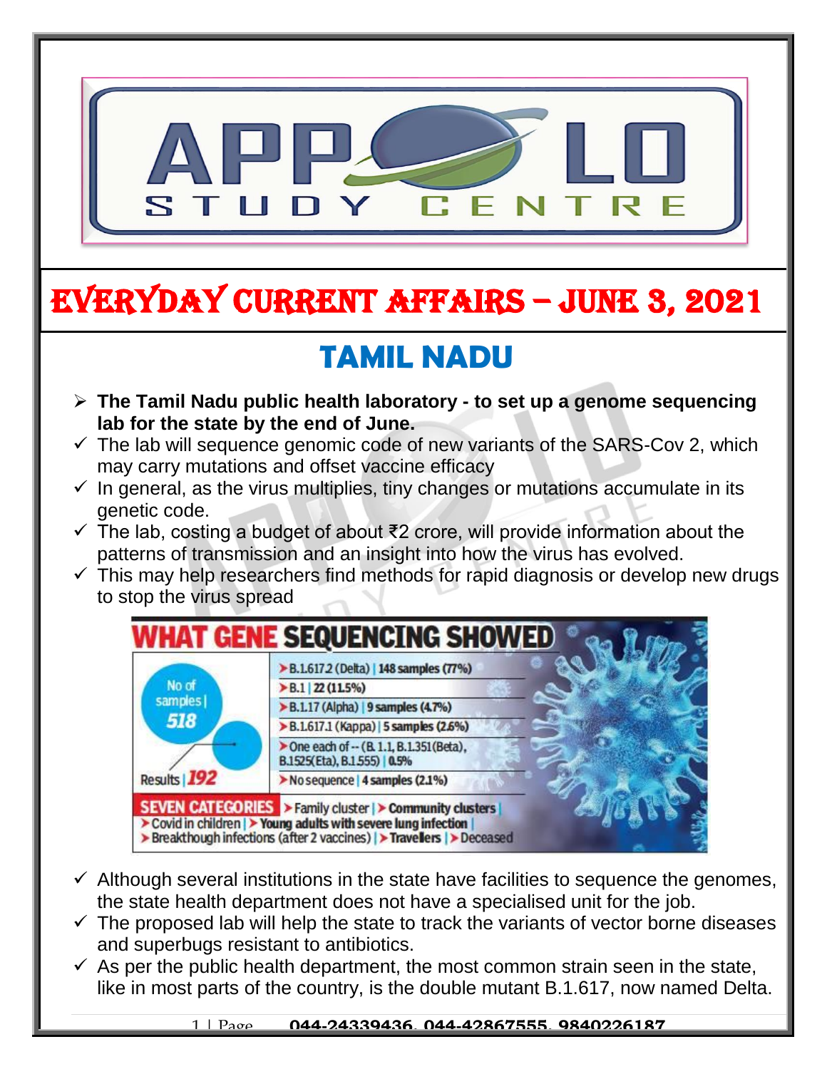# EVERYDAY CURRENT AFFAIRS – JUNE 3, 2021

## TAMIL NADU

- **The Tamil Nadu public health laboratory - to set up a genome sequencing lab for the state by the end of June.**
- The lab will sequence genomic code of new variants of the SARS-Cov 2, which may carry mutations and offset vaccine efficacy
- In general, as the virus multiplies, tiny changes or mutations accumulate in its genetic code.
- The lab, costing a budget of about ₹2 crore, will provide information about the patterns of transmission and an insight into how the virus has evolved.
- This may help researchers find methods for rapid diagnosis or develop new drugs to stop the virus spread

**WHAT GENE SEQUENCING SHOWED**

| No of samples \| 518 | Results \| 192 |
|---|---|
| | B.1.617.2 (Delta) \| 148 samples (77%) |
| | B.1 \| 22 (11.5%) |
| | B.1.1.7 (Alpha) \| 9 samples (4.7%) |
| | B.1.617.1 (Kappa) \| 5 samples (2.6%) |
| | One each of -- (B.1.1, B.1.351(Beta), B.1525(Eta), B.1.555) \| 0.5% |
| | No sequence \| 4 samples (2.1%) |

**SEVEN CATEGORIES** – Family cluster | Community clusters | Covid in children | Young adults with severe lung infection | Breakthough infections (after 2 vaccines) | Travellers | Deceased

- Although several institutions in the state have facilities to sequence the genomes, the state health department does not have a specialised unit for the job.
- The proposed lab will help the state to track the variants of vector borne diseases and superbugs resistant to antibiotics.
- As per the public health department, the most common strain seen in the state, like in most parts of the country, is the double mutant B.1.617, now named Delta.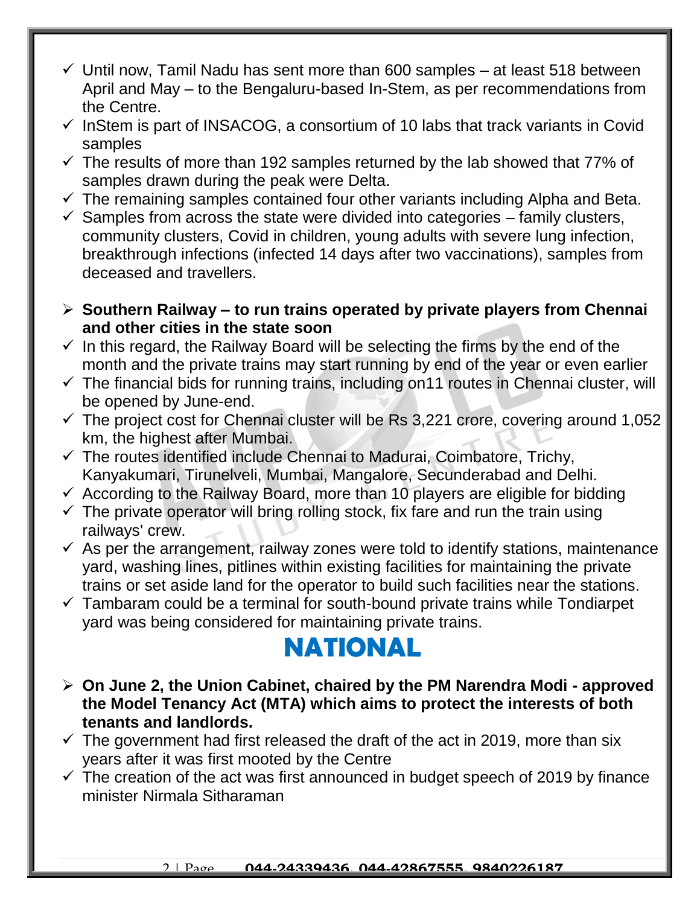- Until now, Tamil Nadu has sent more than 600 samples – at least 518 between April and May – to the Bengaluru-based In-Stem, as per recommendations from the Centre.
- InStem is part of INSACOG, a consortium of 10 labs that track variants in Covid samples
- The results of more than 192 samples returned by the lab showed that 77% of samples drawn during the peak were Delta.
- The remaining samples contained four other variants including Alpha and Beta.
- Samples from across the state were divided into categories – family clusters, community clusters, Covid in children, young adults with severe lung infection, breakthrough infections (infected 14 days after two vaccinations), samples from deceased and travellers.

- **Southern Railway – to run trains operated by private players from Chennai and other cities in the state soon**
- In this regard, the Railway Board will be selecting the firms by the end of the month and the private trains may start running by end of the year or even earlier
- The financial bids for running trains, including on11 routes in Chennai cluster, will be opened by June-end.
- The project cost for Chennai cluster will be Rs 3,221 crore, covering around 1,052 km, the highest after Mumbai.
- The routes identified include Chennai to Madurai, Coimbatore, Trichy, Kanyakumari, Tirunelveli, Mumbai, Mangalore, Secunderabad and Delhi.
- According to the Railway Board, more than 10 players are eligible for bidding
- The private operator will bring rolling stock, fix fare and run the train using railways' crew.
- As per the arrangement, railway zones were told to identify stations, maintenance yard, washing lines, pitlines within existing facilities for maintaining the private trains or set aside land for the operator to build such facilities near the stations.
- Tambaram could be a terminal for south-bound private trains while Tondiarpet yard was being considered for maintaining private trains.

# NATIONAL

- **On June 2, the Union Cabinet, chaired by the PM Narendra Modi - approved the Model Tenancy Act (MTA) which aims to protect the interests of both tenants and landlords.**
- The government had first released the draft of the act in 2019, more than six years after it was first mooted by the Centre
- The creation of the act was first announced in budget speech of 2019 by finance minister Nirmala Sitharaman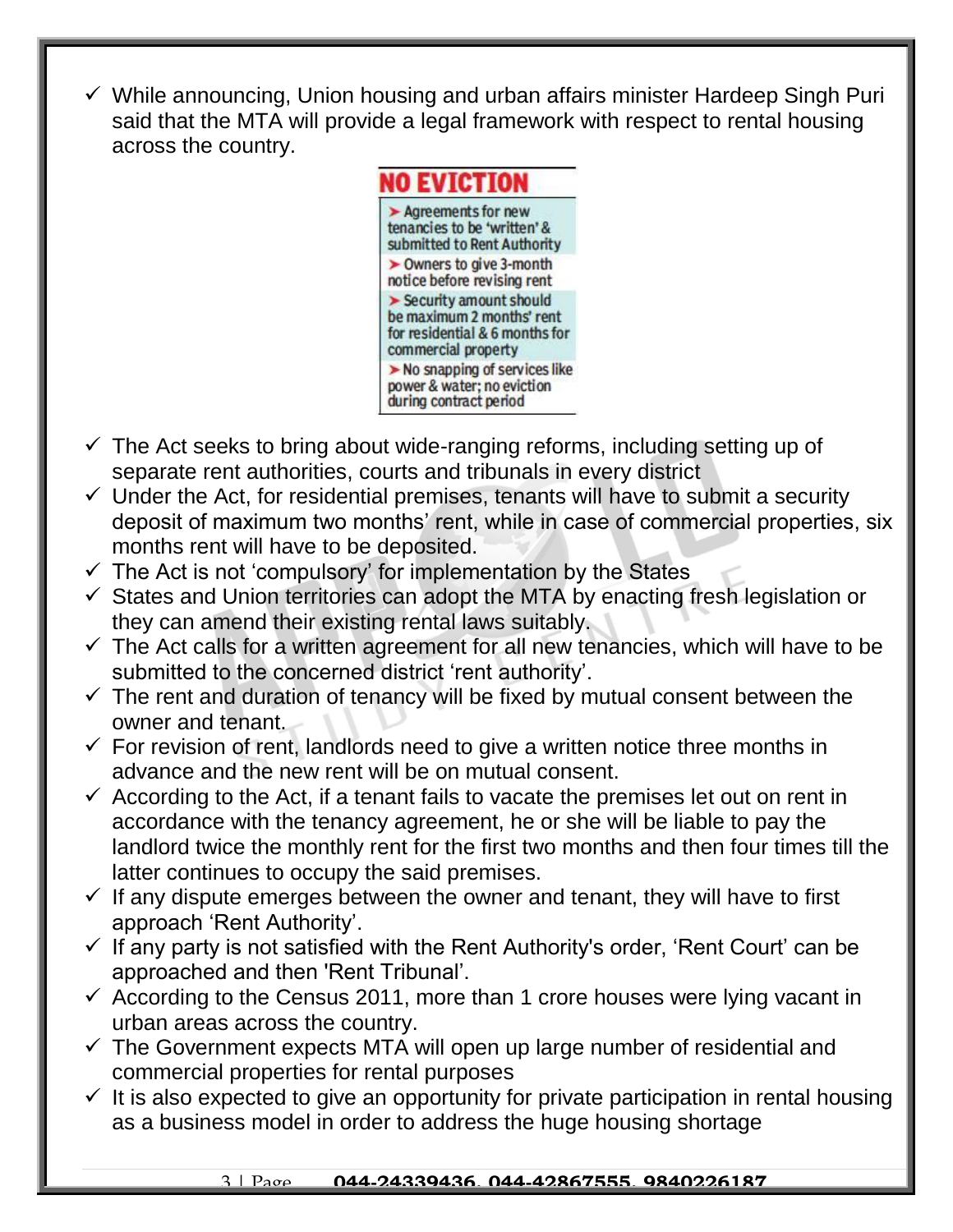- ✓ While announcing, Union housing and urban affairs minister Hardeep Singh Puri said that the MTA will provide a legal framework with respect to rental housing across the country.

**NO EVICTION**

- Agreements for new tenancies to be 'written' & submitted to Rent Authority
- Owners to give 3-month notice before revising rent
- Security amount should be maximum 2 months' rent for residential & 6 months for commercial property
- No snapping of services like power & water; no eviction during contract period

- ✓ The Act seeks to bring about wide-ranging reforms, including setting up of separate rent authorities, courts and tribunals in every district
- ✓ Under the Act, for residential premises, tenants will have to submit a security deposit of maximum two months' rent, while in case of commercial properties, six months rent will have to be deposited.
- ✓ The Act is not 'compulsory' for implementation by the States
- ✓ States and Union territories can adopt the MTA by enacting fresh legislation or they can amend their existing rental laws suitably.
- ✓ The Act calls for a written agreement for all new tenancies, which will have to be submitted to the concerned district 'rent authority'.
- ✓ The rent and duration of tenancy will be fixed by mutual consent between the owner and tenant.
- ✓ For revision of rent, landlords need to give a written notice three months in advance and the new rent will be on mutual consent.
- ✓ According to the Act, if a tenant fails to vacate the premises let out on rent in accordance with the tenancy agreement, he or she will be liable to pay the landlord twice the monthly rent for the first two months and then four times till the latter continues to occupy the said premises.
- ✓ If any dispute emerges between the owner and tenant, they will have to first approach 'Rent Authority'.
- ✓ If any party is not satisfied with the Rent Authority's order, 'Rent Court' can be approached and then 'Rent Tribunal'.
- ✓ According to the Census 2011, more than 1 crore houses were lying vacant in urban areas across the country.
- ✓ The Government expects MTA will open up large number of residential and commercial properties for rental purposes
- ✓ It is also expected to give an opportunity for private participation in rental housing as a business model in order to address the huge housing shortage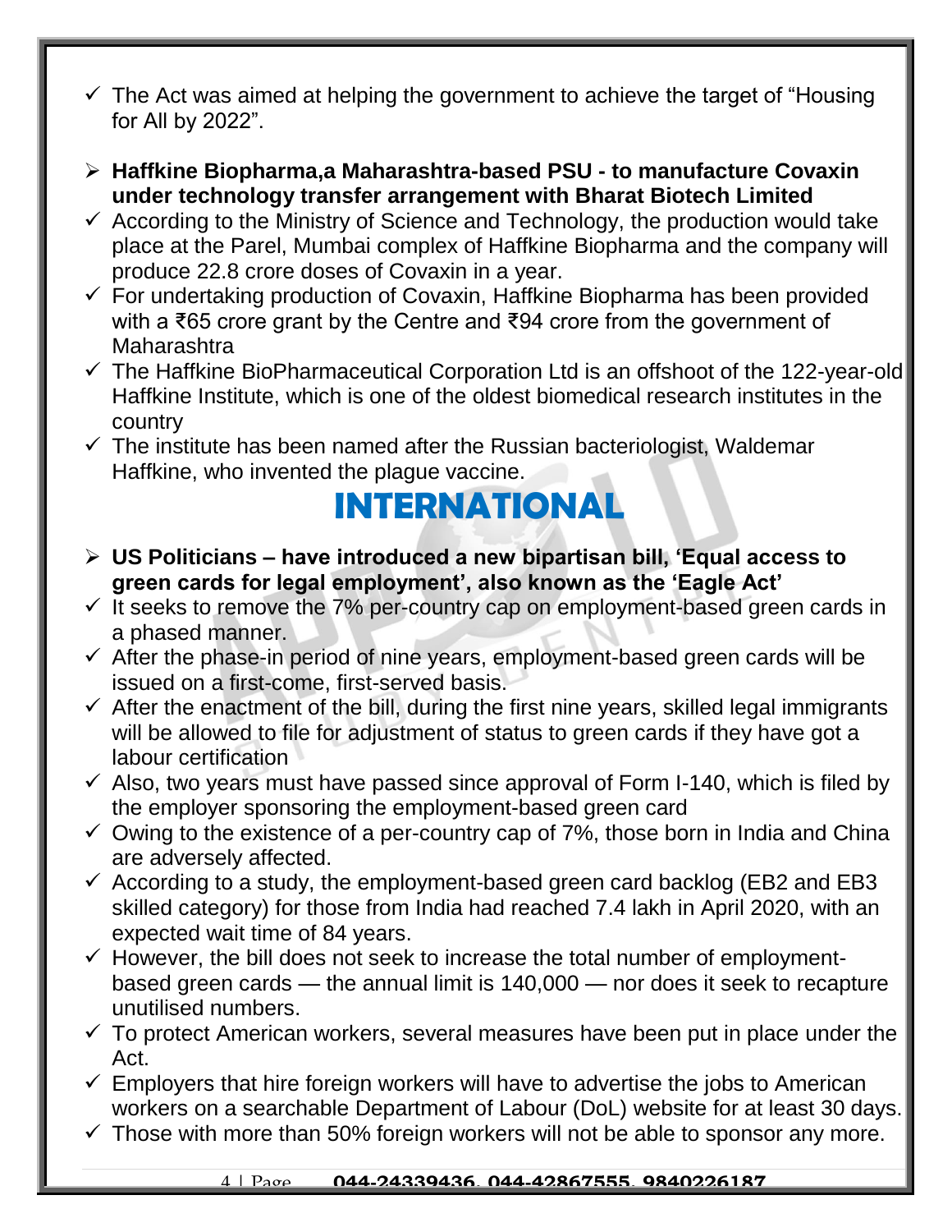- The Act was aimed at helping the government to achieve the target of "Housing for All by 2022".

- **Haffkine Biopharma,a Maharashtra-based PSU - to manufacture Covaxin under technology transfer arrangement with Bharat Biotech Limited**
- According to the Ministry of Science and Technology, the production would take place at the Parel, Mumbai complex of Haffkine Biopharma and the company will produce 22.8 crore doses of Covaxin in a year.
- For undertaking production of Covaxin, Haffkine Biopharma has been provided with a ₹65 crore grant by the Centre and ₹94 crore from the government of Maharashtra
- The Haffkine BioPharmaceutical Corporation Ltd is an offshoot of the 122-year-old Haffkine Institute, which is one of the oldest biomedical research institutes in the country
- The institute has been named after the Russian bacteriologist, Waldemar Haffkine, who invented the plague vaccine.

# INTERNATIONAL

- **US Politicians – have introduced a new bipartisan bill, 'Equal access to green cards for legal employment', also known as the 'Eagle Act'**
- It seeks to remove the 7% per-country cap on employment-based green cards in a phased manner.
- After the phase-in period of nine years, employment-based green cards will be issued on a first-come, first-served basis.
- After the enactment of the bill, during the first nine years, skilled legal immigrants will be allowed to file for adjustment of status to green cards if they have got a labour certification
- Also, two years must have passed since approval of Form I-140, which is filed by the employer sponsoring the employment-based green card
- Owing to the existence of a per-country cap of 7%, those born in India and China are adversely affected.
- According to a study, the employment-based green card backlog (EB2 and EB3 skilled category) for those from India had reached 7.4 lakh in April 2020, with an expected wait time of 84 years.
- However, the bill does not seek to increase the total number of employment-based green cards — the annual limit is 140,000 — nor does it seek to recapture unutilised numbers.
- To protect American workers, several measures have been put in place under the Act.
- Employers that hire foreign workers will have to advertise the jobs to American workers on a searchable Department of Labour (DoL) website for at least 30 days.
- Those with more than 50% foreign workers will not be able to sponsor any more.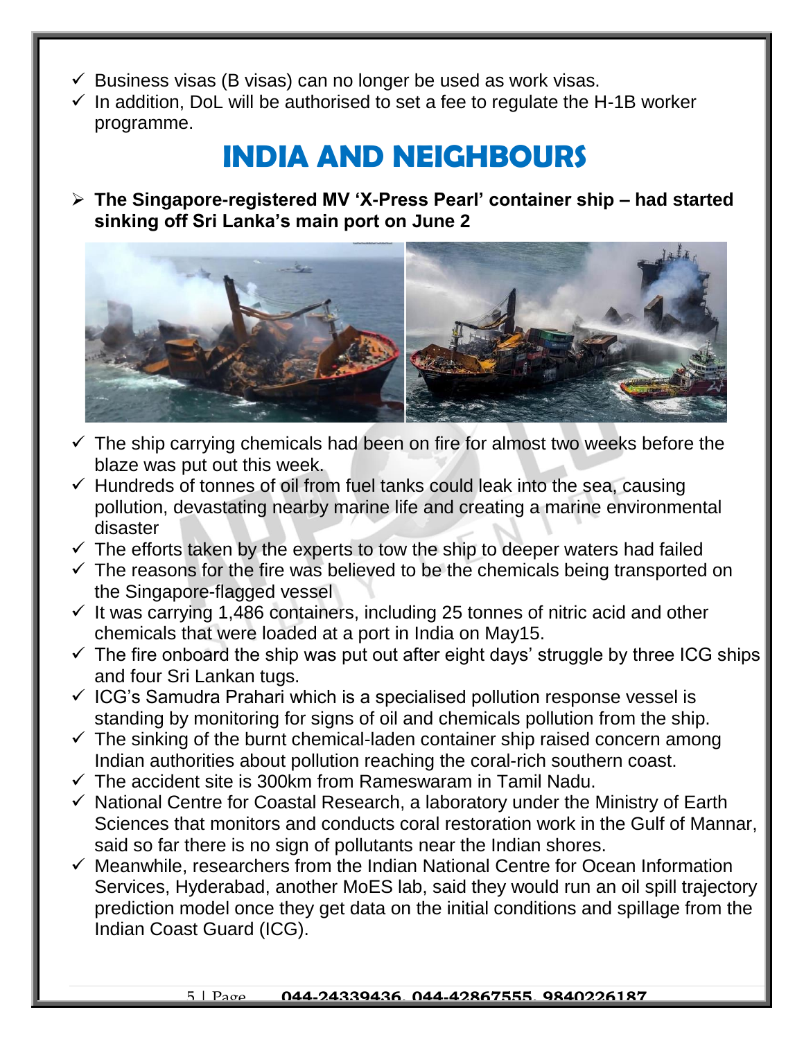- Business visas (B visas) can no longer be used as work visas.
- In addition, DoL will be authorised to set a fee to regulate the H-1B worker programme.

# INDIA AND NEIGHBOURS

- **The Singapore-registered MV 'X-Press Pearl' container ship – had started sinking off Sri Lanka's main port on June 2**

- The ship carrying chemicals had been on fire for almost two weeks before the blaze was put out this week.
- Hundreds of tonnes of oil from fuel tanks could leak into the sea, causing pollution, devastating nearby marine life and creating a marine environmental disaster
- The efforts taken by the experts to tow the ship to deeper waters had failed
- The reasons for the fire was believed to be the chemicals being transported on the Singapore-flagged vessel
- It was carrying 1,486 containers, including 25 tonnes of nitric acid and other chemicals that were loaded at a port in India on May15.
- The fire onboard the ship was put out after eight days' struggle by three ICG ships and four Sri Lankan tugs.
- ICG's Samudra Prahari which is a specialised pollution response vessel is standing by monitoring for signs of oil and chemicals pollution from the ship.
- The sinking of the burnt chemical-laden container ship raised concern among Indian authorities about pollution reaching the coral-rich southern coast.
- The accident site is 300km from Rameswaram in Tamil Nadu.
- National Centre for Coastal Research, a laboratory under the Ministry of Earth Sciences that monitors and conducts coral restoration work in the Gulf of Mannar, said so far there is no sign of pollutants near the Indian shores.
- Meanwhile, researchers from the Indian National Centre for Ocean Information Services, Hyderabad, another MoES lab, said they would run an oil spill trajectory prediction model once they get data on the initial conditions and spillage from the Indian Coast Guard (ICG).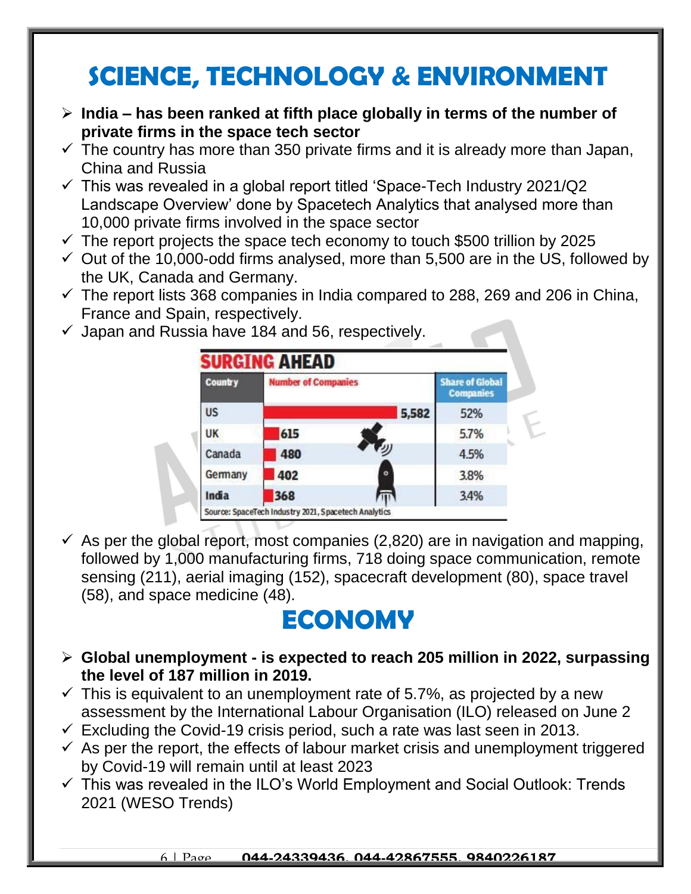# SCIENCE, TECHNOLOGY & ENVIRONMENT

- **India – has been ranked at fifth place globally in terms of the number of private firms in the space tech sector**
- ✓ The country has more than 350 private firms and it is already more than Japan, China and Russia
- ✓ This was revealed in a global report titled 'Space-Tech Industry 2021/Q2 Landscape Overview' done by Spacetech Analytics that analysed more than 10,000 private firms involved in the space sector
- ✓ The report projects the space tech economy to touch $500 trillion by 2025
- ✓ Out of the 10,000-odd firms analysed, more than 5,500 are in the US, followed by the UK, Canada and Germany.
- ✓ The report lists 368 companies in India compared to 288, 269 and 206 in China, France and Spain, respectively.
- ✓ Japan and Russia have 184 and 56, respectively.

**SURGING AHEAD**

| Country | Number of Companies | Share of Global Companies |
|---|---|---|
| US | 5,582 | 52% |
| UK | 615 | 5.7% |
| Canada | 480 | 4.5% |
| Germany | 402 | 3.8% |
| India | 368 | 3.4% |

Source: SpaceTech Industry 2021, Spacetech Analytics

- ✓ As per the global report, most companies (2,820) are in navigation and mapping, followed by 1,000 manufacturing firms, 718 doing space communication, remote sensing (211), aerial imaging (152), spacecraft development (80), space travel (58), and space medicine (48).

# ECONOMY

- **Global unemployment - is expected to reach 205 million in 2022, surpassing the level of 187 million in 2019.**
- ✓ This is equivalent to an unemployment rate of 5.7%, as projected by a new assessment by the International Labour Organisation (ILO) released on June 2
- ✓ Excluding the Covid-19 crisis period, such a rate was last seen in 2013.
- ✓ As per the report, the effects of labour market crisis and unemployment triggered by Covid-19 will remain until at least 2023
- ✓ This was revealed in the ILO's World Employment and Social Outlook: Trends 2021 (WESO Trends)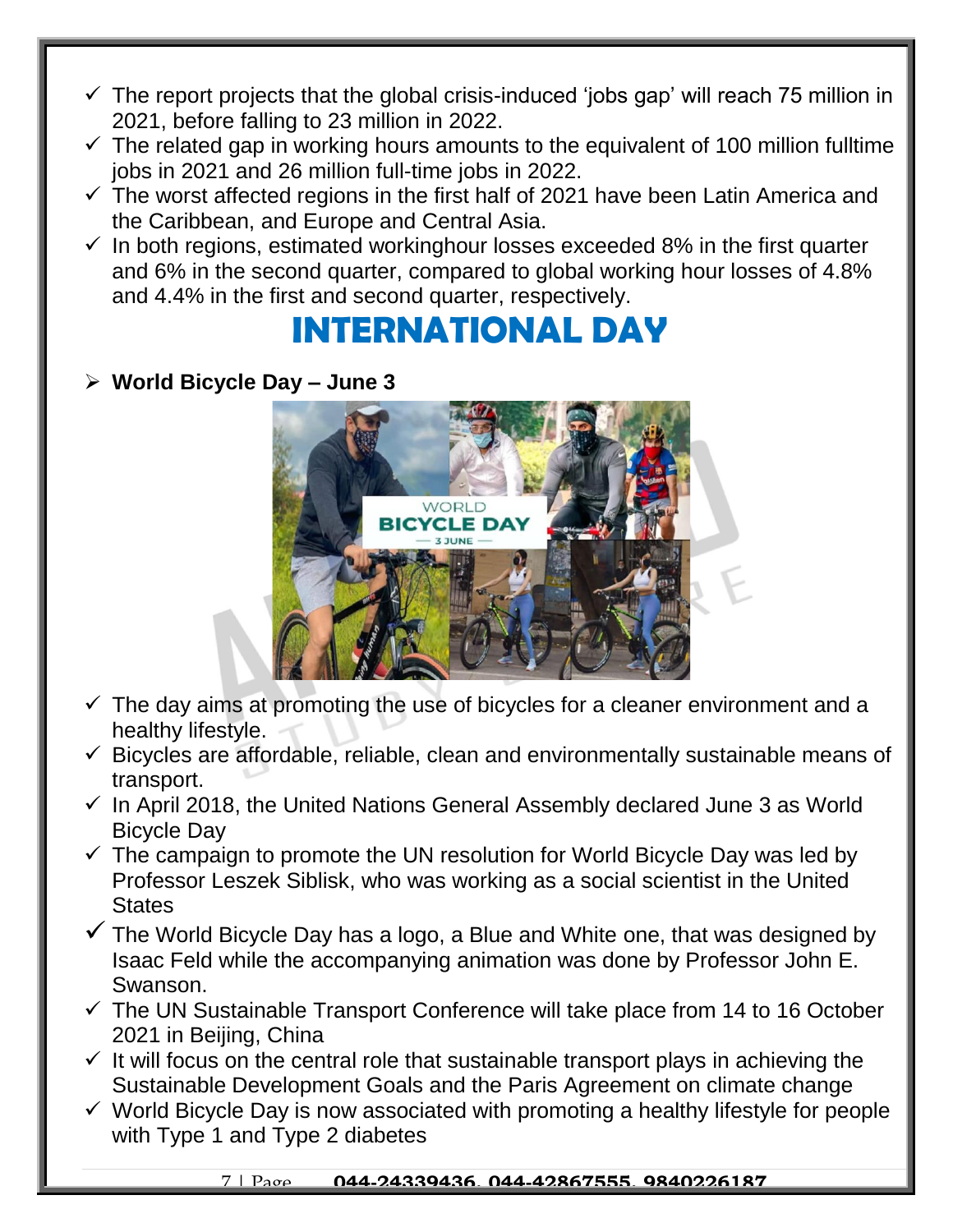- The report projects that the global crisis-induced 'jobs gap' will reach 75 million in 2021, before falling to 23 million in 2022.
- The related gap in working hours amounts to the equivalent of 100 million fulltime jobs in 2021 and 26 million full-time jobs in 2022.
- The worst affected regions in the first half of 2021 have been Latin America and the Caribbean, and Europe and Central Asia.
- In both regions, estimated workinghour losses exceeded 8% in the first quarter and 6% in the second quarter, compared to global working hour losses of 4.8% and 4.4% in the first and second quarter, respectively.

# INTERNATIONAL DAY

- **World Bicycle Day – June 3**

- The day aims at promoting the use of bicycles for a cleaner environment and a healthy lifestyle.
- Bicycles are affordable, reliable, clean and environmentally sustainable means of transport.
- In April 2018, the United Nations General Assembly declared June 3 as World Bicycle Day
- The campaign to promote the UN resolution for World Bicycle Day was led by Professor Leszek Siblisk, who was working as a social scientist in the United States
- The World Bicycle Day has a logo, a Blue and White one, that was designed by Isaac Feld while the accompanying animation was done by Professor John E. Swanson.
- The UN Sustainable Transport Conference will take place from 14 to 16 October 2021 in Beijing, China
- It will focus on the central role that sustainable transport plays in achieving the Sustainable Development Goals and the Paris Agreement on climate change
- World Bicycle Day is now associated with promoting a healthy lifestyle for people with Type 1 and Type 2 diabetes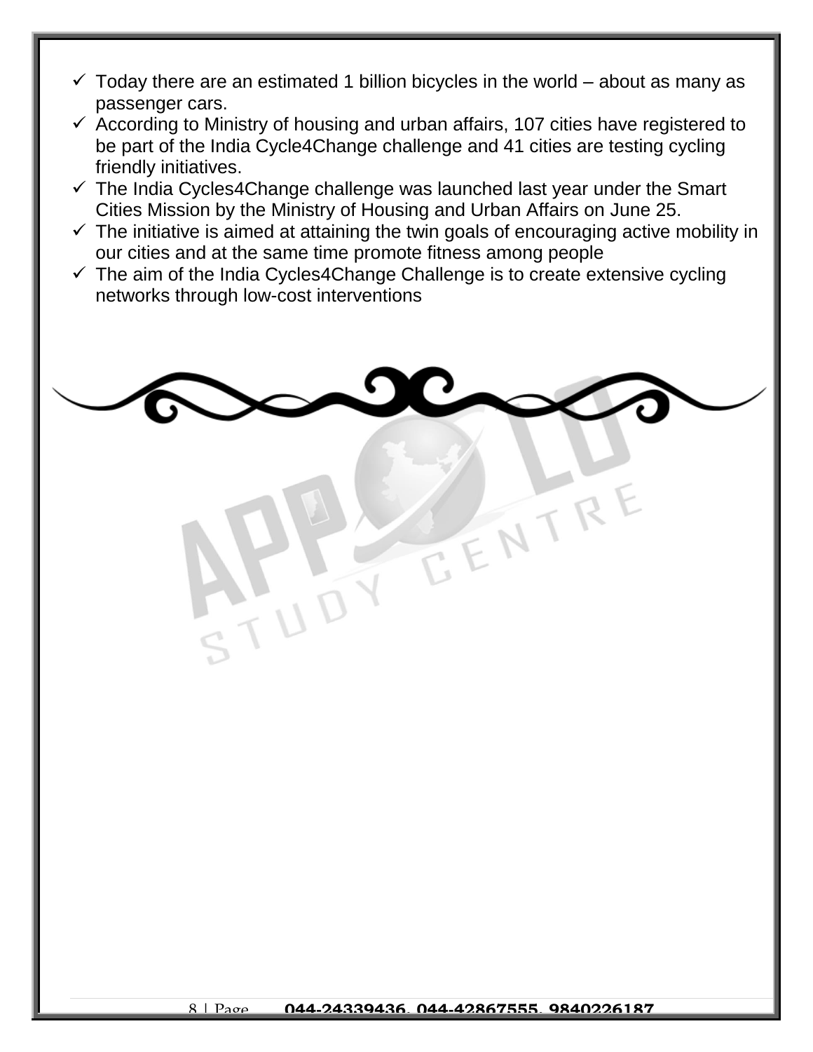- Today there are an estimated 1 billion bicycles in the world – about as many as passenger cars.
- According to Ministry of housing and urban affairs, 107 cities have registered to be part of the India Cycle4Change challenge and 41 cities are testing cycling friendly initiatives.
- The India Cycles4Change challenge was launched last year under the Smart Cities Mission by the Ministry of Housing and Urban Affairs on June 25.
- The initiative is aimed at attaining the twin goals of encouraging active mobility in our cities and at the same time promote fitness among people
- The aim of the India Cycles4Change Challenge is to create extensive cycling networks through low-cost interventions